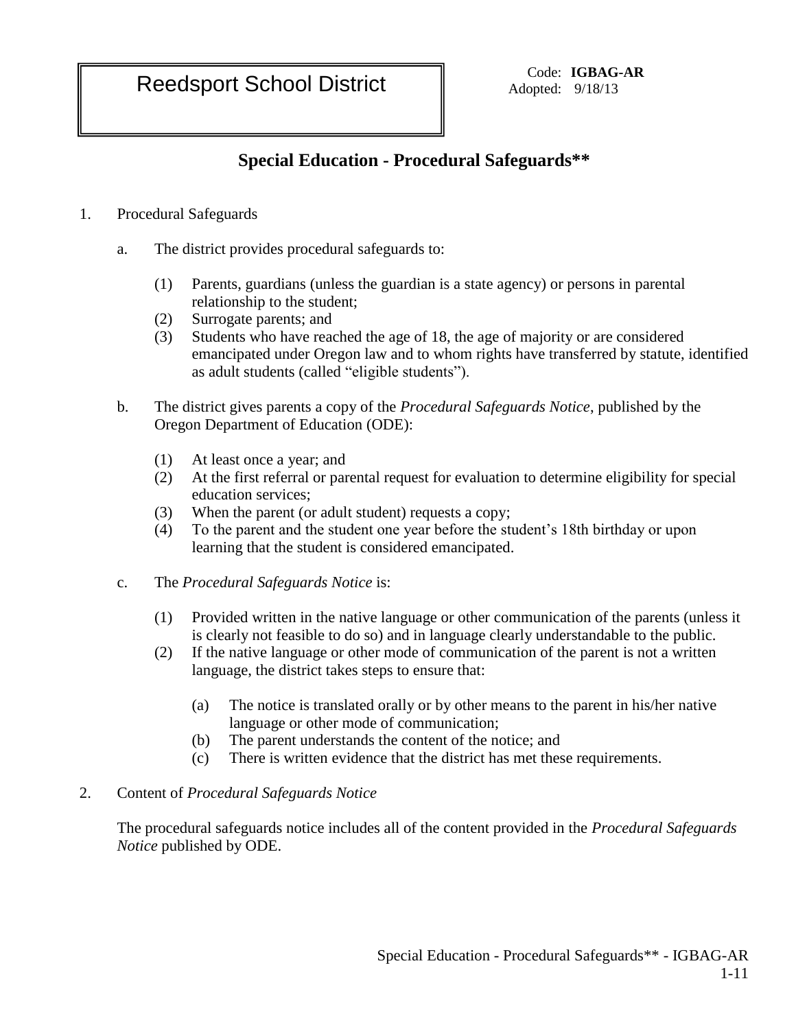Reedsport School District

Code: **IGBAG-AR**
Adopted: 9/18/13

# Special Education - Procedural Safeguards**

1. Procedural Safeguards

   a. The district provides procedural safeguards to:

      (1) Parents, guardians (unless the guardian is a state agency) or persons in parental relationship to the student;
      (2) Surrogate parents; and
      (3) Students who have reached the age of 18, the age of majority or are considered emancipated under Oregon law and to whom rights have transferred by statute, identified as adult students (called "eligible students").

   b. The district gives parents a copy of the *Procedural Safeguards Notice*, published by the Oregon Department of Education (ODE):

      (1) At least once a year; and
      (2) At the first referral or parental request for evaluation to determine eligibility for special education services;
      (3) When the parent (or adult student) requests a copy;
      (4) To the parent and the student one year before the student's 18th birthday or upon learning that the student is considered emancipated.

   c. The *Procedural Safeguards Notice* is:

      (1) Provided written in the native language or other communication of the parents (unless it is clearly not feasible to do so) and in language clearly understandable to the public.
      (2) If the native language or other mode of communication of the parent is not a written language, the district takes steps to ensure that:

         (a) The notice is translated orally or by other means to the parent in his/her native language or other mode of communication;
         (b) The parent understands the content of the notice; and
         (c) There is written evidence that the district has met these requirements.

2. Content of *Procedural Safeguards Notice*

   The procedural safeguards notice includes all of the content provided in the *Procedural Safeguards Notice* published by ODE.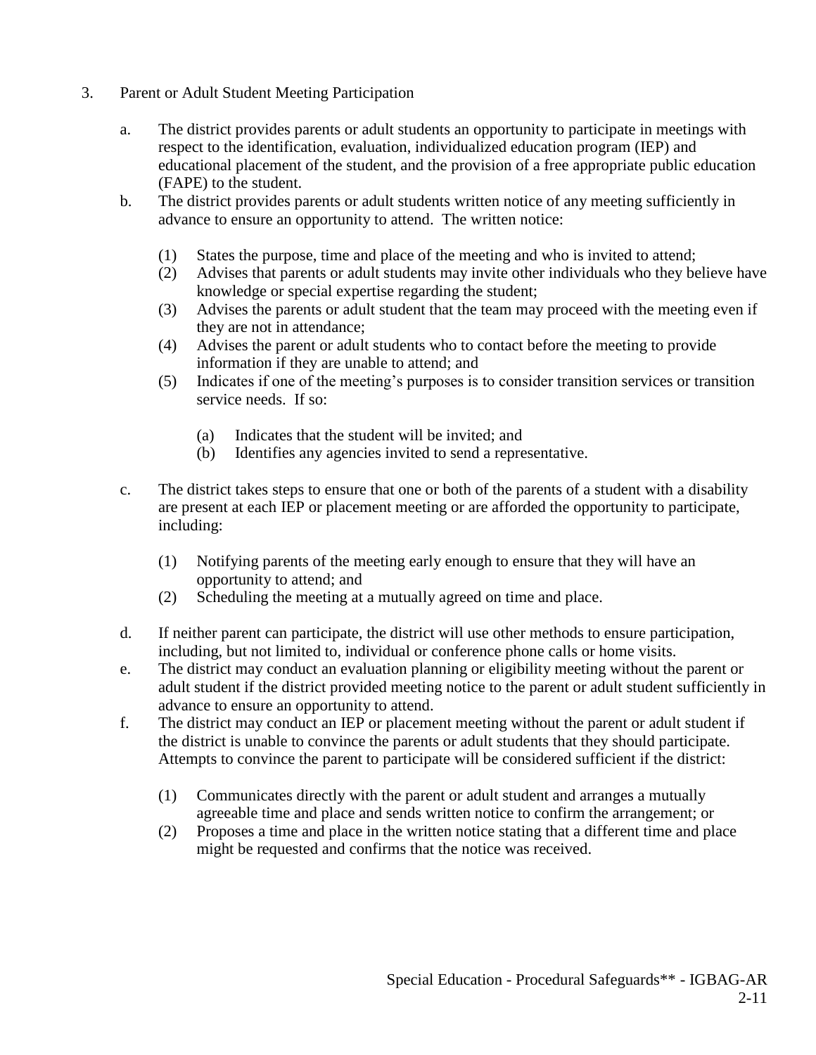3. Parent or Adult Student Meeting Participation

   a. The district provides parents or adult students an opportunity to participate in meetings with respect to the identification, evaluation, individualized education program (IEP) and educational placement of the student, and the provision of a free appropriate public education (FAPE) to the student.

   b. The district provides parents or adult students written notice of any meeting sufficiently in advance to ensure an opportunity to attend. The written notice:

      (1) States the purpose, time and place of the meeting and who is invited to attend;
      (2) Advises that parents or adult students may invite other individuals who they believe have knowledge or special expertise regarding the student;
      (3) Advises the parents or adult student that the team may proceed with the meeting even if they are not in attendance;
      (4) Advises the parent or adult students who to contact before the meeting to provide information if they are unable to attend; and
      (5) Indicates if one of the meeting's purposes is to consider transition services or transition service needs. If so:

         (a) Indicates that the student will be invited; and
         (b) Identifies any agencies invited to send a representative.

   c. The district takes steps to ensure that one or both of the parents of a student with a disability are present at each IEP or placement meeting or are afforded the opportunity to participate, including:

      (1) Notifying parents of the meeting early enough to ensure that they will have an opportunity to attend; and
      (2) Scheduling the meeting at a mutually agreed on time and place.

   d. If neither parent can participate, the district will use other methods to ensure participation, including, but not limited to, individual or conference phone calls or home visits.

   e. The district may conduct an evaluation planning or eligibility meeting without the parent or adult student if the district provided meeting notice to the parent or adult student sufficiently in advance to ensure an opportunity to attend.

   f. The district may conduct an IEP or placement meeting without the parent or adult student if the district is unable to convince the parents or adult students that they should participate. Attempts to convince the parent to participate will be considered sufficient if the district:

      (1) Communicates directly with the parent or adult student and arranges a mutually agreeable time and place and sends written notice to confirm the arrangement; or
      (2) Proposes a time and place in the written notice stating that a different time and place might be requested and confirms that the notice was received.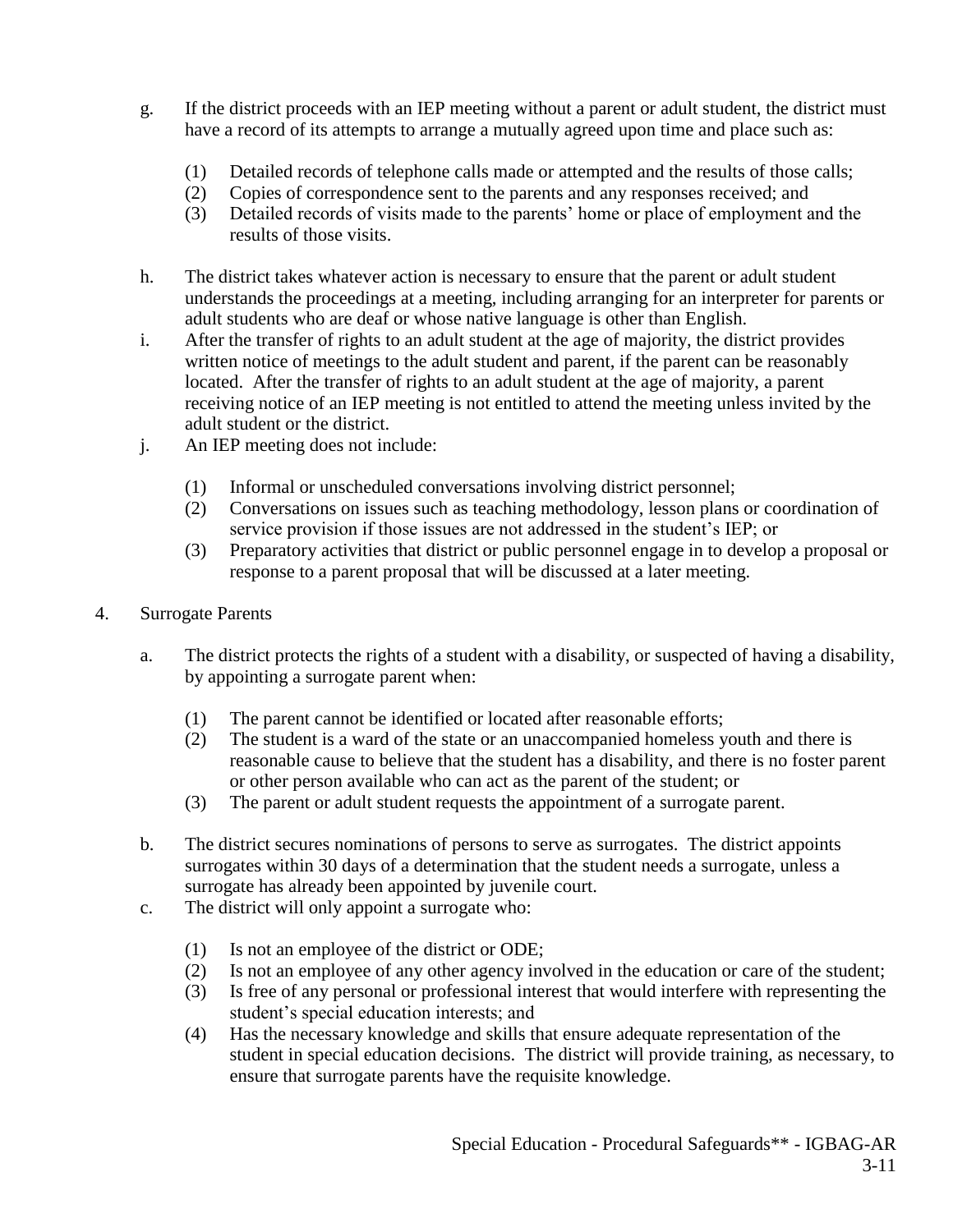g. If the district proceeds with an IEP meeting without a parent or adult student, the district must have a record of its attempts to arrange a mutually agreed upon time and place such as:

   (1) Detailed records of telephone calls made or attempted and the results of those calls;
   (2) Copies of correspondence sent to the parents and any responses received; and
   (3) Detailed records of visits made to the parents' home or place of employment and the results of those visits.

h. The district takes whatever action is necessary to ensure that the parent or adult student understands the proceedings at a meeting, including arranging for an interpreter for parents or adult students who are deaf or whose native language is other than English.

i. After the transfer of rights to an adult student at the age of majority, the district provides written notice of meetings to the adult student and parent, if the parent can be reasonably located. After the transfer of rights to an adult student at the age of majority, a parent receiving notice of an IEP meeting is not entitled to attend the meeting unless invited by the adult student or the district.

j. An IEP meeting does not include:

   (1) Informal or unscheduled conversations involving district personnel;
   (2) Conversations on issues such as teaching methodology, lesson plans or coordination of service provision if those issues are not addressed in the student's IEP; or
   (3) Preparatory activities that district or public personnel engage in to develop a proposal or response to a parent proposal that will be discussed at a later meeting.

4. Surrogate Parents

   a. The district protects the rights of a student with a disability, or suspected of having a disability, by appointing a surrogate parent when:

      (1) The parent cannot be identified or located after reasonable efforts;
      (2) The student is a ward of the state or an unaccompanied homeless youth and there is reasonable cause to believe that the student has a disability, and there is no foster parent or other person available who can act as the parent of the student; or
      (3) The parent or adult student requests the appointment of a surrogate parent.

   b. The district secures nominations of persons to serve as surrogates. The district appoints surrogates within 30 days of a determination that the student needs a surrogate, unless a surrogate has already been appointed by juvenile court.

   c. The district will only appoint a surrogate who:

      (1) Is not an employee of the district or ODE;
      (2) Is not an employee of any other agency involved in the education or care of the student;
      (3) Is free of any personal or professional interest that would interfere with representing the student's special education interests; and
      (4) Has the necessary knowledge and skills that ensure adequate representation of the student in special education decisions. The district will provide training, as necessary, to ensure that surrogate parents have the requisite knowledge.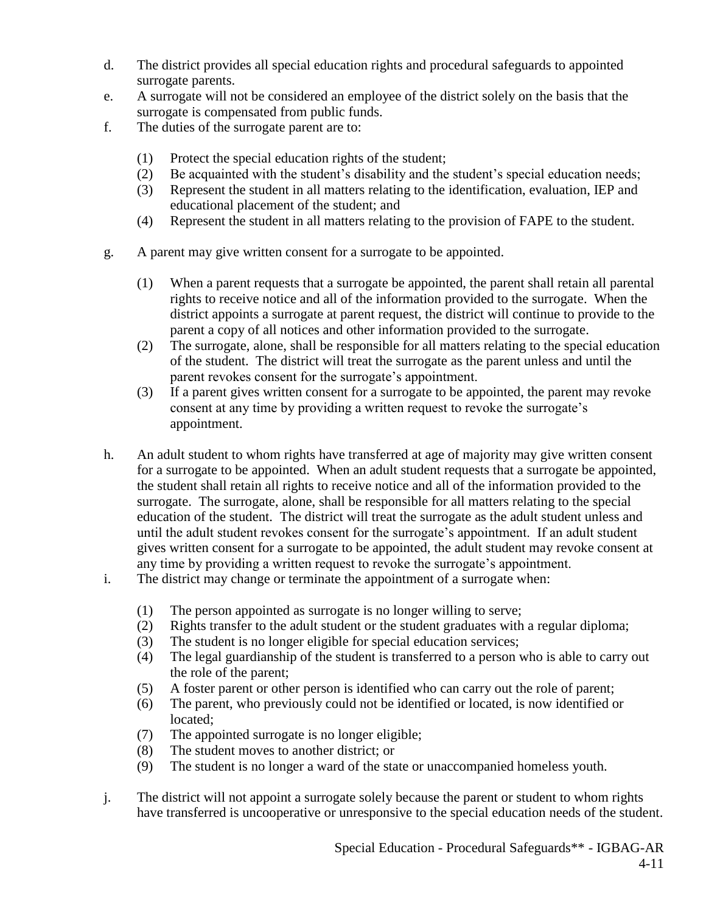d. The district provides all special education rights and procedural safeguards to appointed surrogate parents.

e. A surrogate will not be considered an employee of the district solely on the basis that the surrogate is compensated from public funds.

f. The duties of the surrogate parent are to:

   (1) Protect the special education rights of the student;
   (2) Be acquainted with the student's disability and the student's special education needs;
   (3) Represent the student in all matters relating to the identification, evaluation, IEP and educational placement of the student; and
   (4) Represent the student in all matters relating to the provision of FAPE to the student.

g. A parent may give written consent for a surrogate to be appointed.

   (1) When a parent requests that a surrogate be appointed, the parent shall retain all parental rights to receive notice and all of the information provided to the surrogate. When the district appoints a surrogate at parent request, the district will continue to provide to the parent a copy of all notices and other information provided to the surrogate.
   (2) The surrogate, alone, shall be responsible for all matters relating to the special education of the student. The district will treat the surrogate as the parent unless and until the parent revokes consent for the surrogate's appointment.
   (3) If a parent gives written consent for a surrogate to be appointed, the parent may revoke consent at any time by providing a written request to revoke the surrogate's appointment.

h. An adult student to whom rights have transferred at age of majority may give written consent for a surrogate to be appointed. When an adult student requests that a surrogate be appointed, the student shall retain all rights to receive notice and all of the information provided to the surrogate. The surrogate, alone, shall be responsible for all matters relating to the special education of the student. The district will treat the surrogate as the adult student unless and until the adult student revokes consent for the surrogate's appointment. If an adult student gives written consent for a surrogate to be appointed, the adult student may revoke consent at any time by providing a written request to revoke the surrogate's appointment.

i. The district may change or terminate the appointment of a surrogate when:

   (1) The person appointed as surrogate is no longer willing to serve;
   (2) Rights transfer to the adult student or the student graduates with a regular diploma;
   (3) The student is no longer eligible for special education services;
   (4) The legal guardianship of the student is transferred to a person who is able to carry out the role of the parent;
   (5) A foster parent or other person is identified who can carry out the role of parent;
   (6) The parent, who previously could not be identified or located, is now identified or located;
   (7) The appointed surrogate is no longer eligible;
   (8) The student moves to another district; or
   (9) The student is no longer a ward of the state or unaccompanied homeless youth.

j. The district will not appoint a surrogate solely because the parent or student to whom rights have transferred is uncooperative or unresponsive to the special education needs of the student.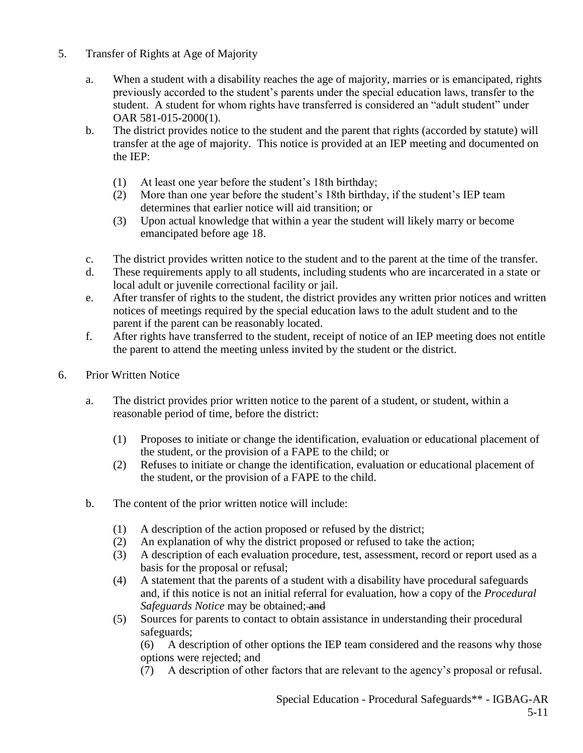5. Transfer of Rights at Age of Majority

   a. When a student with a disability reaches the age of majority, marries or is emancipated, rights previously accorded to the student's parents under the special education laws, transfer to the student. A student for whom rights have transferred is considered an "adult student" under OAR 581-015-2000(1).

   b. The district provides notice to the student and the parent that rights (accorded by statute) will transfer at the age of majority. This notice is provided at an IEP meeting and documented on the IEP:

      (1) At least one year before the student's 18th birthday;

      (2) More than one year before the student's 18th birthday, if the student's IEP team determines that earlier notice will aid transition; or

      (3) Upon actual knowledge that within a year the student will likely marry or become emancipated before age 18.

   c. The district provides written notice to the student and to the parent at the time of the transfer.

   d. These requirements apply to all students, including students who are incarcerated in a state or local adult or juvenile correctional facility or jail.

   e. After transfer of rights to the student, the district provides any written prior notices and written notices of meetings required by the special education laws to the adult student and to the parent if the parent can be reasonably located.

   f. After rights have transferred to the student, receipt of notice of an IEP meeting does not entitle the parent to attend the meeting unless invited by the student or the district.

6. Prior Written Notice

   a. The district provides prior written notice to the parent of a student, or student, within a reasonable period of time, before the district:

      (1) Proposes to initiate or change the identification, evaluation or educational placement of the student, or the provision of a FAPE to the child; or

      (2) Refuses to initiate or change the identification, evaluation or educational placement of the student, or the provision of a FAPE to the child.

   b. The content of the prior written notice will include:

      (1) A description of the action proposed or refused by the district;

      (2) An explanation of why the district proposed or refused to take the action;

      (3) A description of each evaluation procedure, test, assessment, record or report used as a basis for the proposal or refusal;

      (4) A statement that the parents of a student with a disability have procedural safeguards and, if this notice is not an initial referral for evaluation, how a copy of the *Procedural Safeguards Notice* may be obtained; ~~and~~

      (5) Sources for parents to contact to obtain assistance in understanding their procedural safeguards;

      (6) A description of other options the IEP team considered and the reasons why those options were rejected; and

      (7) A description of other factors that are relevant to the agency's proposal or refusal.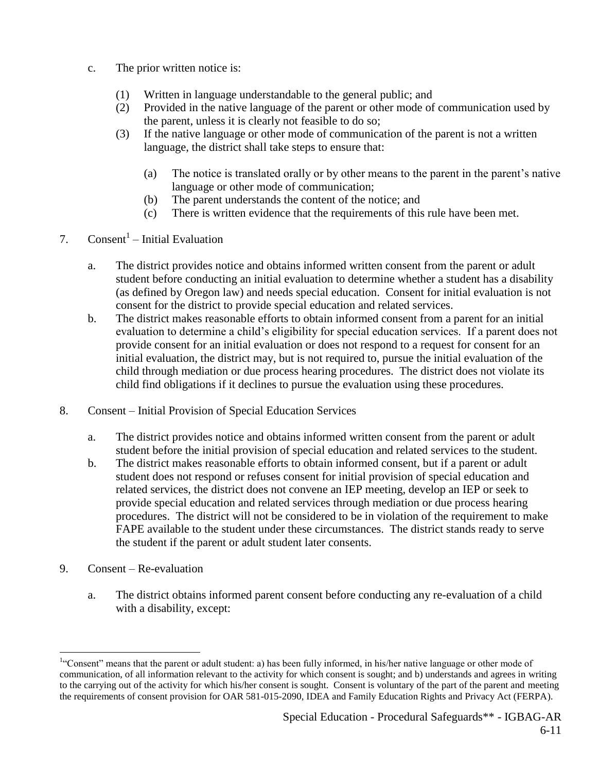c. The prior written notice is:

   (1) Written in language understandable to the general public; and
   (2) Provided in the native language of the parent or other mode of communication used by the parent, unless it is clearly not feasible to do so;
   (3) If the native language or other mode of communication of the parent is not a written language, the district shall take steps to ensure that:

      (a) The notice is translated orally or by other means to the parent in the parent's native language or other mode of communication;
      (b) The parent understands the content of the notice; and
      (c) There is written evidence that the requirements of this rule have been met.

7. Consent[1] – Initial Evaluation

   a. The district provides notice and obtains informed written consent from the parent or adult student before conducting an initial evaluation to determine whether a student has a disability (as defined by Oregon law) and needs special education. Consent for initial evaluation is not consent for the district to provide special education and related services.
   b. The district makes reasonable efforts to obtain informed consent from a parent for an initial evaluation to determine a child's eligibility for special education services. If a parent does not provide consent for an initial evaluation or does not respond to a request for consent for an initial evaluation, the district may, but is not required to, pursue the initial evaluation of the child through mediation or due process hearing procedures. The district does not violate its child find obligations if it declines to pursue the evaluation using these procedures.

8. Consent – Initial Provision of Special Education Services

   a. The district provides notice and obtains informed written consent from the parent or adult student before the initial provision of special education and related services to the student.
   b. The district makes reasonable efforts to obtain informed consent, but if a parent or adult student does not respond or refuses consent for initial provision of special education and related services, the district does not convene an IEP meeting, develop an IEP or seek to provide special education and related services through mediation or due process hearing procedures. The district will not be considered to be in violation of the requirement to make FAPE available to the student under these circumstances. The district stands ready to serve the student if the parent or adult student later consents.

9. Consent – Re-evaluation

   a. The district obtains informed parent consent before conducting any re-evaluation of a child with a disability, except:

---

[1] "Consent" means that the parent or adult student: a) has been fully informed, in his/her native language or other mode of communication, of all information relevant to the activity for which consent is sought; and b) understands and agrees in writing to the carrying out of the activity for which his/her consent is sought. Consent is voluntary of the part of the parent and meeting the requirements of consent provision for OAR 581-015-2090, IDEA and Family Education Rights and Privacy Act (FERPA).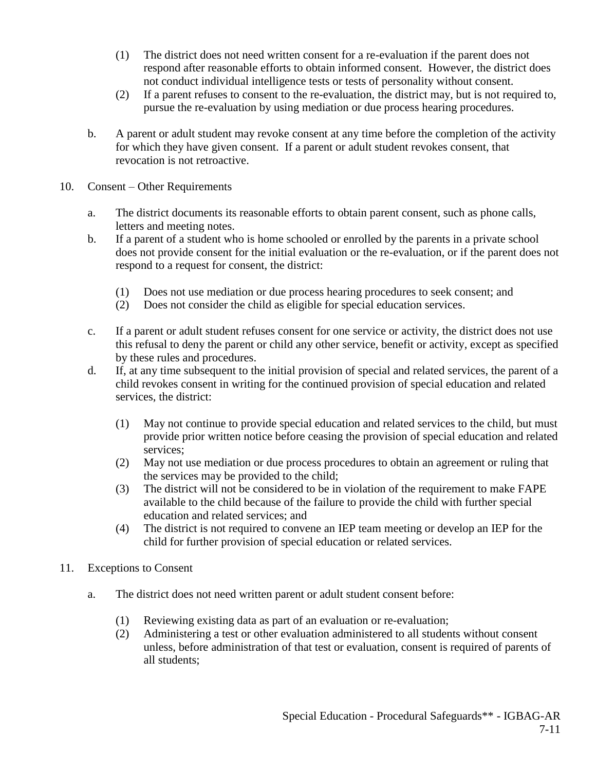(1) The district does not need written consent for a re-evaluation if the parent does not respond after reasonable efforts to obtain informed consent. However, the district does not conduct individual intelligence tests or tests of personality without consent.
(2) If a parent refuses to consent to the re-evaluation, the district may, but is not required to, pursue the re-evaluation by using mediation or due process hearing procedures.

b. A parent or adult student may revoke consent at any time before the completion of the activity for which they have given consent. If a parent or adult student revokes consent, that revocation is not retroactive.

10. Consent – Other Requirements

a. The district documents its reasonable efforts to obtain parent consent, such as phone calls, letters and meeting notes.

b. If a parent of a student who is home schooled or enrolled by the parents in a private school does not provide consent for the initial evaluation or the re-evaluation, or if the parent does not respond to a request for consent, the district:

(1) Does not use mediation or due process hearing procedures to seek consent; and
(2) Does not consider the child as eligible for special education services.

c. If a parent or adult student refuses consent for one service or activity, the district does not use this refusal to deny the parent or child any other service, benefit or activity, except as specified by these rules and procedures.

d. If, at any time subsequent to the initial provision of special and related services, the parent of a child revokes consent in writing for the continued provision of special education and related services, the district:

(1) May not continue to provide special education and related services to the child, but must provide prior written notice before ceasing the provision of special education and related services;
(2) May not use mediation or due process procedures to obtain an agreement or ruling that the services may be provided to the child;
(3) The district will not be considered to be in violation of the requirement to make FAPE available to the child because of the failure to provide the child with further special education and related services; and
(4) The district is not required to convene an IEP team meeting or develop an IEP for the child for further provision of special education or related services.

11. Exceptions to Consent

a. The district does not need written parent or adult student consent before:

(1) Reviewing existing data as part of an evaluation or re-evaluation;
(2) Administering a test or other evaluation administered to all students without consent unless, before administration of that test or evaluation, consent is required of parents of all students;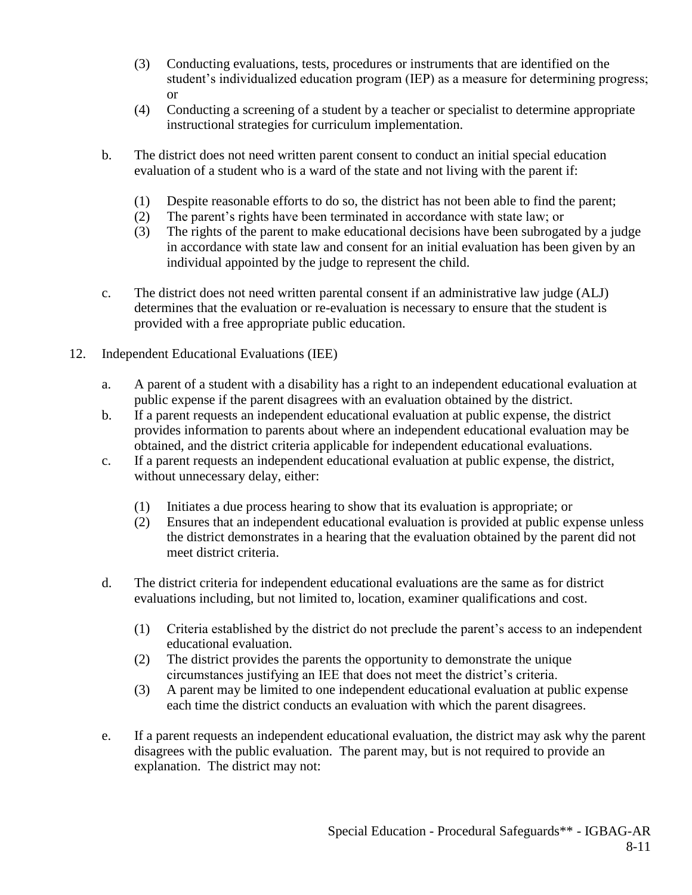(3) Conducting evaluations, tests, procedures or instruments that are identified on the student's individualized education program (IEP) as a measure for determining progress; or

    (4) Conducting a screening of a student by a teacher or specialist to determine appropriate instructional strategies for curriculum implementation.

b. The district does not need written parent consent to conduct an initial special education evaluation of a student who is a ward of the state and not living with the parent if:

    (1) Despite reasonable efforts to do so, the district has not been able to find the parent;

    (2) The parent's rights have been terminated in accordance with state law; or

    (3) The rights of the parent to make educational decisions have been subrogated by a judge in accordance with state law and consent for an initial evaluation has been given by an individual appointed by the judge to represent the child.

c. The district does not need written parental consent if an administrative law judge (ALJ) determines that the evaluation or re-evaluation is necessary to ensure that the student is provided with a free appropriate public education.

12. Independent Educational Evaluations (IEE)

a. A parent of a student with a disability has a right to an independent educational evaluation at public expense if the parent disagrees with an evaluation obtained by the district.

b. If a parent requests an independent educational evaluation at public expense, the district provides information to parents about where an independent educational evaluation may be obtained, and the district criteria applicable for independent educational evaluations.

c. If a parent requests an independent educational evaluation at public expense, the district, without unnecessary delay, either:

    (1) Initiates a due process hearing to show that its evaluation is appropriate; or

    (2) Ensures that an independent educational evaluation is provided at public expense unless the district demonstrates in a hearing that the evaluation obtained by the parent did not meet district criteria.

d. The district criteria for independent educational evaluations are the same as for district evaluations including, but not limited to, location, examiner qualifications and cost.

    (1) Criteria established by the district do not preclude the parent's access to an independent educational evaluation.

    (2) The district provides the parents the opportunity to demonstrate the unique circumstances justifying an IEE that does not meet the district's criteria.

    (3) A parent may be limited to one independent educational evaluation at public expense each time the district conducts an evaluation with which the parent disagrees.

e. If a parent requests an independent educational evaluation, the district may ask why the parent disagrees with the public evaluation. The parent may, but is not required to provide an explanation. The district may not: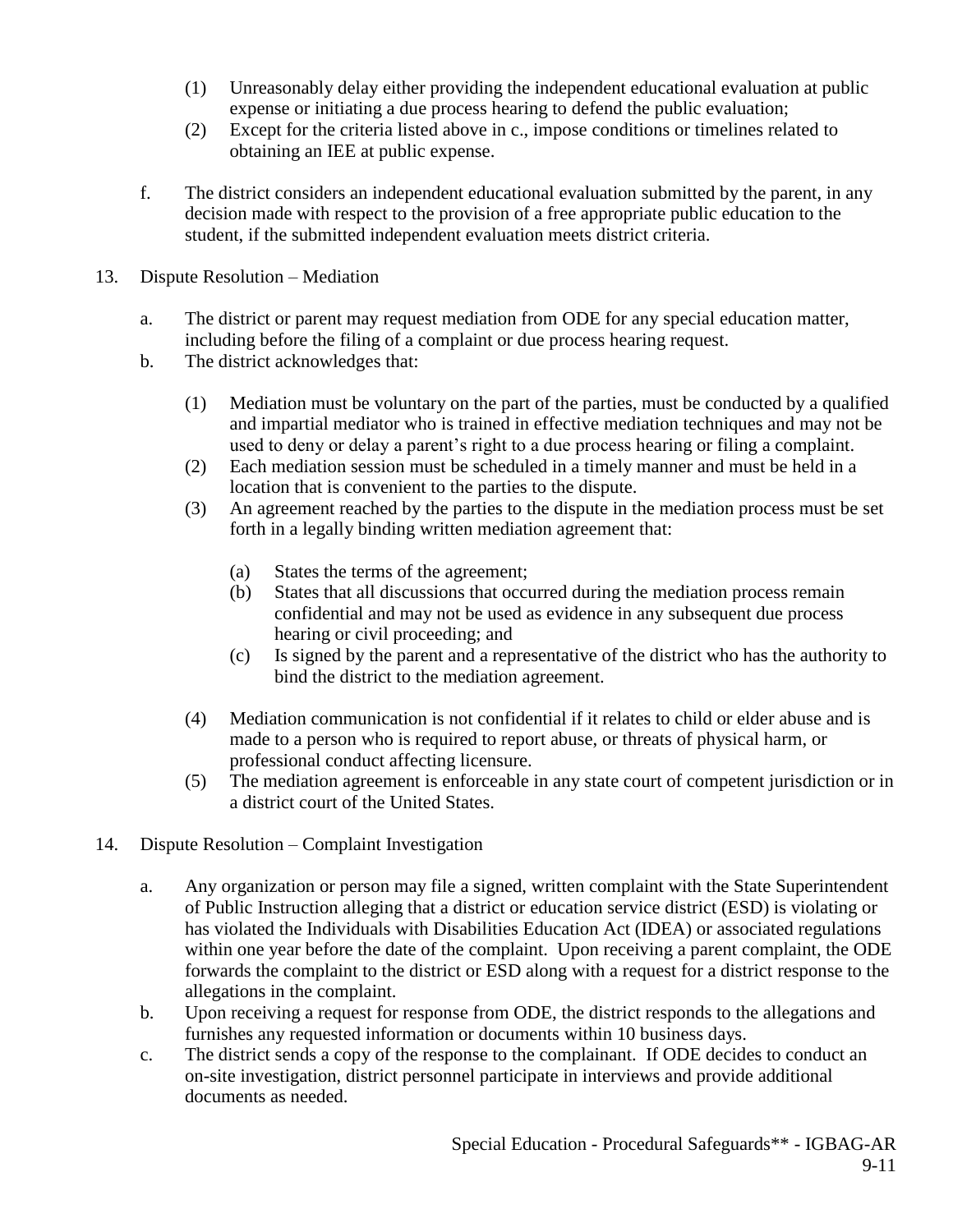(1) Unreasonably delay either providing the independent educational evaluation at public expense or initiating a due process hearing to defend the public evaluation;
(2) Except for the criteria listed above in c., impose conditions or timelines related to obtaining an IEE at public expense.

f. The district considers an independent educational evaluation submitted by the parent, in any decision made with respect to the provision of a free appropriate public education to the student, if the submitted independent evaluation meets district criteria.

13. Dispute Resolution – Mediation

a. The district or parent may request mediation from ODE for any special education matter, including before the filing of a complaint or due process hearing request.
b. The district acknowledges that:

(1) Mediation must be voluntary on the part of the parties, must be conducted by a qualified and impartial mediator who is trained in effective mediation techniques and may not be used to deny or delay a parent's right to a due process hearing or filing a complaint.
(2) Each mediation session must be scheduled in a timely manner and must be held in a location that is convenient to the parties to the dispute.
(3) An agreement reached by the parties to the dispute in the mediation process must be set forth in a legally binding written mediation agreement that:

(a) States the terms of the agreement;
(b) States that all discussions that occurred during the mediation process remain confidential and may not be used as evidence in any subsequent due process hearing or civil proceeding; and
(c) Is signed by the parent and a representative of the district who has the authority to bind the district to the mediation agreement.

(4) Mediation communication is not confidential if it relates to child or elder abuse and is made to a person who is required to report abuse, or threats of physical harm, or professional conduct affecting licensure.
(5) The mediation agreement is enforceable in any state court of competent jurisdiction or in a district court of the United States.

14. Dispute Resolution – Complaint Investigation

a. Any organization or person may file a signed, written complaint with the State Superintendent of Public Instruction alleging that a district or education service district (ESD) is violating or has violated the Individuals with Disabilities Education Act (IDEA) or associated regulations within one year before the date of the complaint. Upon receiving a parent complaint, the ODE forwards the complaint to the district or ESD along with a request for a district response to the allegations in the complaint.
b. Upon receiving a request for response from ODE, the district responds to the allegations and furnishes any requested information or documents within 10 business days.
c. The district sends a copy of the response to the complainant. If ODE decides to conduct an on-site investigation, district personnel participate in interviews and provide additional documents as needed.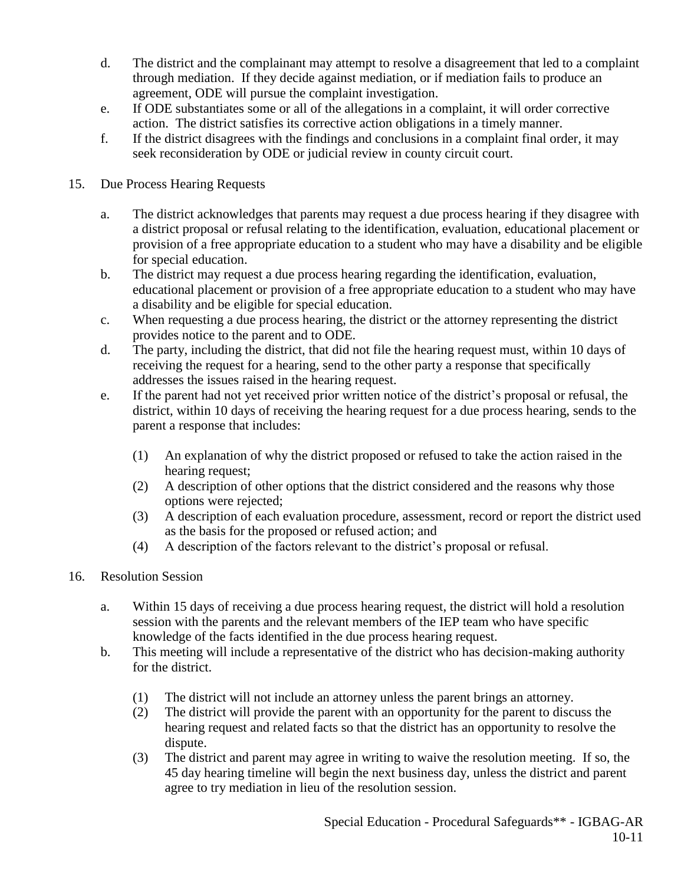d. The district and the complainant may attempt to resolve a disagreement that led to a complaint through mediation. If they decide against mediation, or if mediation fails to produce an agreement, ODE will pursue the complaint investigation.

e. If ODE substantiates some or all of the allegations in a complaint, it will order corrective action. The district satisfies its corrective action obligations in a timely manner.

f. If the district disagrees with the findings and conclusions in a complaint final order, it may seek reconsideration by ODE or judicial review in county circuit court.

15. Due Process Hearing Requests

a. The district acknowledges that parents may request a due process hearing if they disagree with a district proposal or refusal relating to the identification, evaluation, educational placement or provision of a free appropriate education to a student who may have a disability and be eligible for special education.

b. The district may request a due process hearing regarding the identification, evaluation, educational placement or provision of a free appropriate education to a student who may have a disability and be eligible for special education.

c. When requesting a due process hearing, the district or the attorney representing the district provides notice to the parent and to ODE.

d. The party, including the district, that did not file the hearing request must, within 10 days of receiving the request for a hearing, send to the other party a response that specifically addresses the issues raised in the hearing request.

e. If the parent had not yet received prior written notice of the district's proposal or refusal, the district, within 10 days of receiving the hearing request for a due process hearing, sends to the parent a response that includes:

   (1) An explanation of why the district proposed or refused to take the action raised in the hearing request;
   
   (2) A description of other options that the district considered and the reasons why those options were rejected;
   
   (3) A description of each evaluation procedure, assessment, record or report the district used as the basis for the proposed or refused action; and
   
   (4) A description of the factors relevant to the district's proposal or refusal.

16. Resolution Session

a. Within 15 days of receiving a due process hearing request, the district will hold a resolution session with the parents and the relevant members of the IEP team who have specific knowledge of the facts identified in the due process hearing request.

b. This meeting will include a representative of the district who has decision-making authority for the district.

   (1) The district will not include an attorney unless the parent brings an attorney.
   
   (2) The district will provide the parent with an opportunity for the parent to discuss the hearing request and related facts so that the district has an opportunity to resolve the dispute.
   
   (3) The district and parent may agree in writing to waive the resolution meeting. If so, the 45 day hearing timeline will begin the next business day, unless the district and parent agree to try mediation in lieu of the resolution session.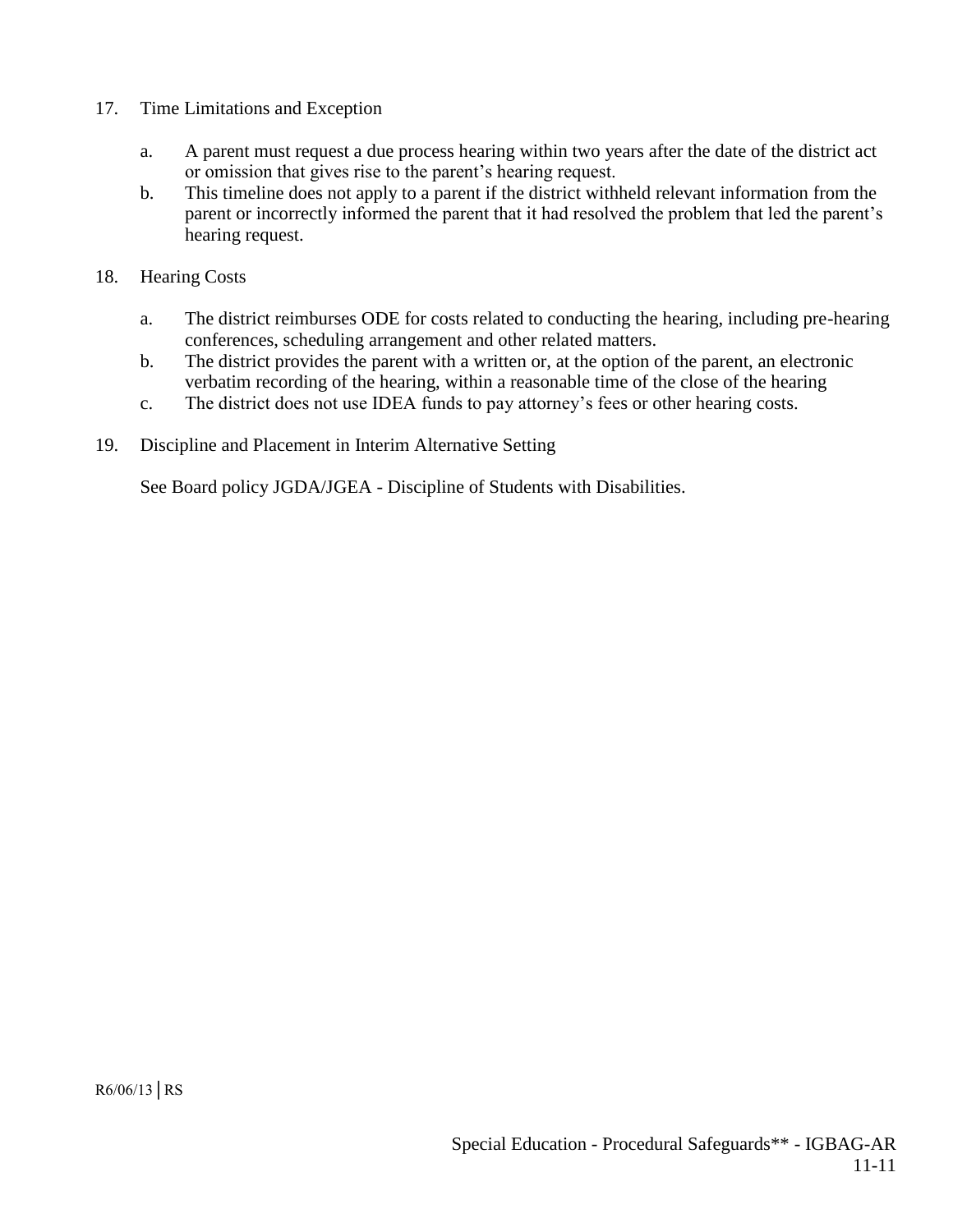17. Time Limitations and Exception

    a. A parent must request a due process hearing within two years after the date of the district act or omission that gives rise to the parent's hearing request.
    b. This timeline does not apply to a parent if the district withheld relevant information from the parent or incorrectly informed the parent that it had resolved the problem that led the parent's hearing request.

18. Hearing Costs

    a. The district reimburses ODE for costs related to conducting the hearing, including pre-hearing conferences, scheduling arrangement and other related matters.
    b. The district provides the parent with a written or, at the option of the parent, an electronic verbatim recording of the hearing, within a reasonable time of the close of the hearing
    c. The district does not use IDEA funds to pay attorney's fees or other hearing costs.

19. Discipline and Placement in Interim Alternative Setting

    See Board policy JGDA/JGEA - Discipline of Students with Disabilities.

R6/06/13 | RS